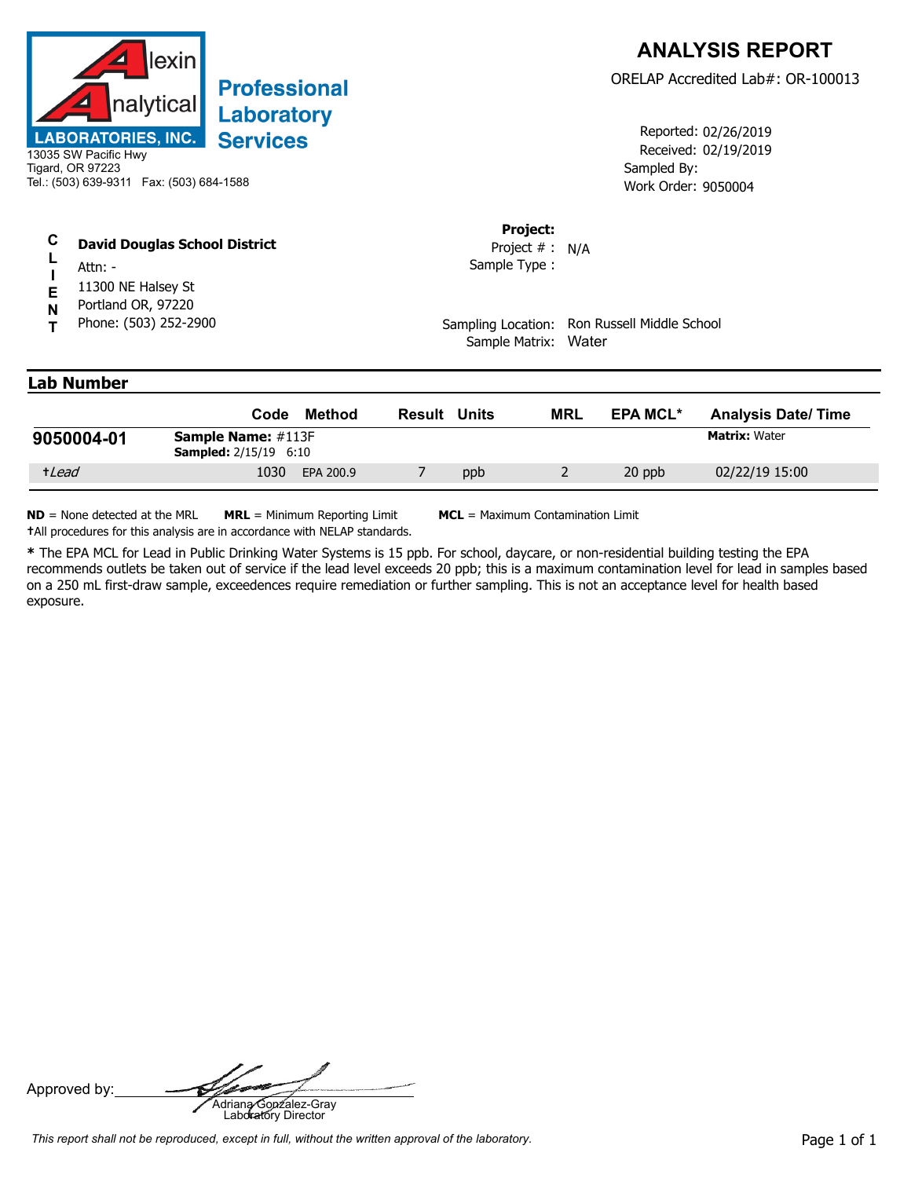**Alexin Analytical Laboratories, Inc.**

**Professional Laboratory Services**

13035 SW Pacific Hwy
Tigard, OR 97223
Tel.: (503) 639-9311 Fax: (503) 684-1588

# ANALYSIS REPORT

ORELAP Accredited Lab#: OR-100013

Reported: 02/26/2019
Received: 02/19/2019
Sampled By:
Work Order: 9050004

**CLIENT**

**David Douglas School District**
Attn: -
11300 NE Halsey St
Portland OR, 97220
Phone: (503) 252-2900

**Project:**
Project # : N/A
Sample Type :

Sampling Location: Ron Russell Middle School
Sample Matrix: Water

## Lab Number

| | Code | Method | Result | Units | MRL | EPA MCL* | Analysis Date/ Time |
|---|---|---|---|---|---|---|---|
| **9050004-01** | **Sample Name:** #113F **Sampled:** 2/15/19 6:10 | | | | | | **Matrix:** Water |
| †*Lead* | 1030 | EPA 200.9 | 7 | ppb | 2 | 20 ppb | 02/22/19 15:00 |

**ND** = None detected at the MRL **MRL** = Minimum Reporting Limit **MCL** = Maximum Contamination Limit
†All procedures for this analysis are in accordance with NELAP standards.

**\*** The EPA MCL for Lead in Public Drinking Water Systems is 15 ppb. For school, daycare, or non-residential building testing the EPA recommends outlets be taken out of service if the lead level exceeds 20 ppb; this is a maximum contamination level for lead in samples based on a 250 mL first-draw sample, exceedences require remediation or further sampling. This is not an acceptance level for health based exposure.

Approved by: ______________________
Adriana Gonzalez-Gray
Laboratory Director

*This report shall not be reproduced, except in full, without the written approval of the laboratory.*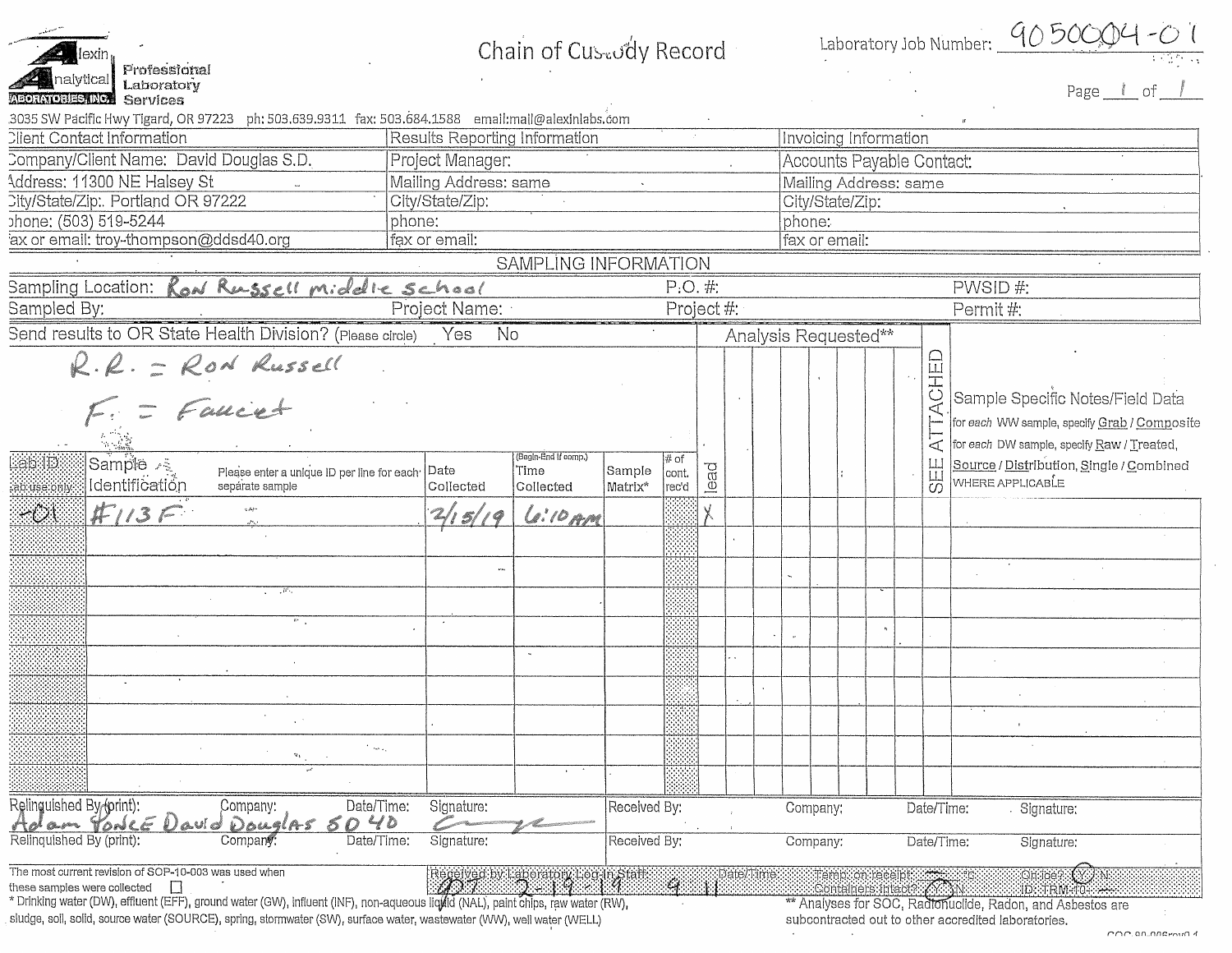Alexin Analytical Laboratories, Inc. Professional Laboratory Services

# Chain of Custody Record

Laboratory Job Number: 9050004-01

Page 1 of 1

13035 SW Pacific Hwy Tigard, OR 97223 ph: 503.639.9311 fax: 503.684.1588 email:mail@alexinlabs.com

| Client Contact Information | Results Reporting Information | Invoicing Information |
|---|---|---|
| Company/Client Name: David Douglas S.D. | Project Manager: | Accounts Payable Contact: |
| Address: 11300 NE Halsey St | Mailing Address: same | Mailing Address: same |
| City/State/Zip: Portland OR 97222 | City/State/Zip: | City/State/Zip: |
| phone: (503) 519-5244 | phone: | phone: |
| fax or email: troy-thompson@ddsd40.org | fax or email: | fax or email: |

## SAMPLING INFORMATION

| | | | |
|---|---|---|---|
| Sampling Location: Ron Russell middle school | | P.O. #: | PWSID #: |
| Sampled By: | Project Name: | Project #: | Permit #: |

Send results to OR State Health Division? (Please circle) Yes No

R.R. = Ron Russell

F. = Faucet

Analysis Requested**

| Lab ID (lab use only) | Sample Identification (Please enter a unique ID per line for each separate sample) | Date Collected | Time Collected (Begin-End if comp.) | Sample Matrix* | # of cont. rec'd | lead | | | | | | | | SEE ATTACHED | Sample Specific Notes/Field Data (for each WW sample, specify Grab / Composite; for each DW sample, specify Raw / Treated, Source / Distribution, Single / Combined WHERE APPLICABLE) |
|---|---|---|---|---|---|---|---|---|---|---|---|---|---|---|---|
| -01 | #113F | 2/15/19 | 6:10AM | | | X | | | | | | | | | |
| | | | | | | | | | | | | | | | |
| | | | | | | | | | | | | | | | |
| | | | | | | | | | | | | | | | |
| | | | | | | | | | | | | | | | |
| | | | | | | | | | | | | | | | |
| | | | | | | | | | | | | | | | |
| | | | | | | | | | | | | | | | |
| | | | | | | | | | | | | | | | |
| | | | | | | | | | | | | | | | |

| Relinquished By (print): | Company: | Date/Time: | Signature: | Received By: | Company: | Date/Time: | Signature: |
|---|---|---|---|---|---|---|---|
| Adam Ponce | David Douglas SD 40 | | [signature] | | | | |
| Relinquished By (print): | Company: | Date/Time: | Signature: | Received By: | Company: | Date/Time: | Signature: |
| | | | | | | | |

The most current revision of SOP-10-003 was used when these samples were collected ☐

Received by Laboratory Log-In Staff: 2-19-19 Date/Time: 9 11 Temp. on receipt: °C On ice? Y N Containers Intact? Y N ID: TRM-10

\* Drinking water (DW), effluent (EFF), ground water (GW), influent (INF), non-aqueous liquid (NAL), paint chips, raw water (RW), sludge, soil, solid, source water (SOURCE), spring, stormwater (SW), surface water, wastewater (WW), well water (WELL)

** Analyses for SOC, Radionuclide, Radon, and Asbestos are subcontracted out to other accredited laboratories.

COC 80-006rev0.1